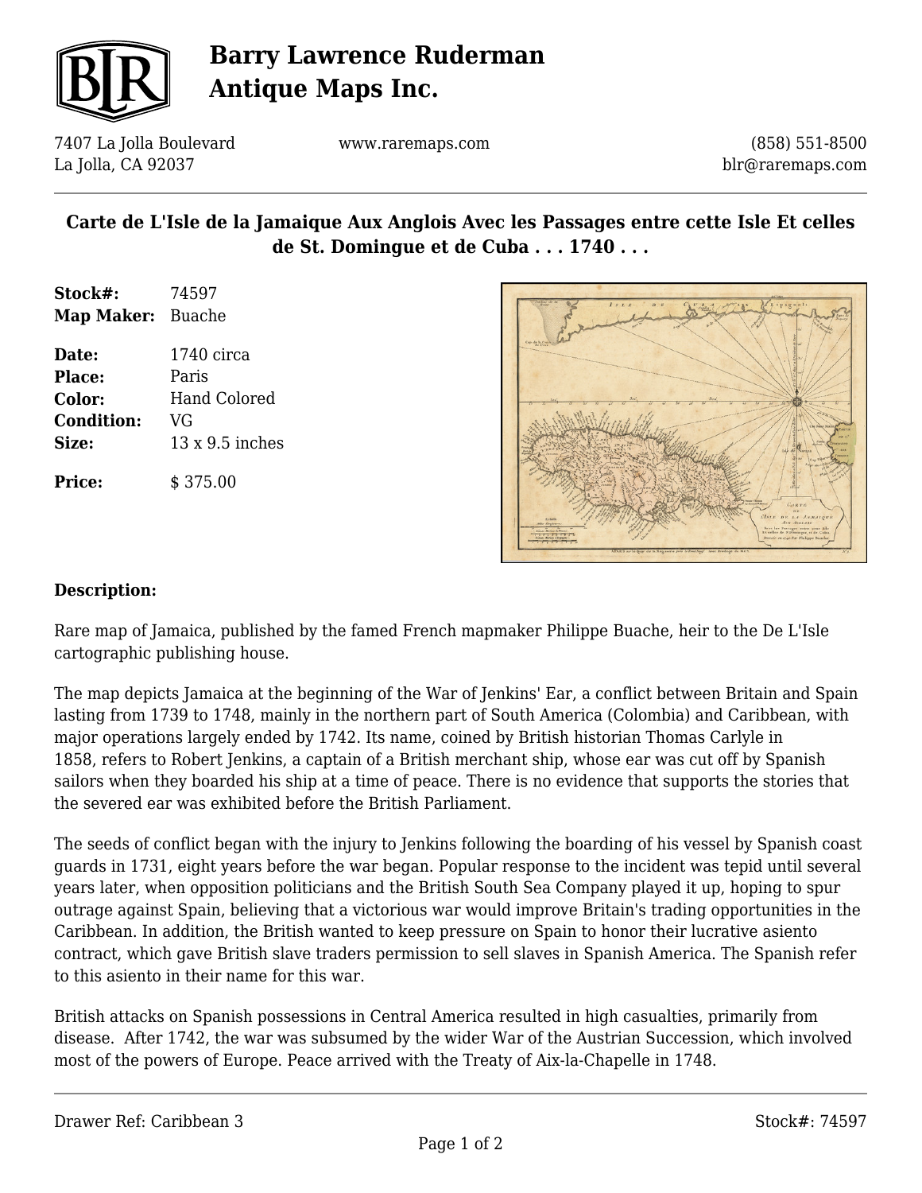# Barry Lawrence Ruderman Antique Maps Inc.

7407 La Jolla Boulevard
La Jolla, CA 92037

www.raremaps.com

(858) 551-8500
blr@raremaps.com

## Carte de L'Isle de la Jamaique Aux Anglois Avec les Passages entre cette Isle Et celles de St. Domingue et de Cuba . . . 1740 . . .

| | |
|---|---|
| **Stock#:** | 74597 |
| **Map Maker:** | Buache |
| **Date:** | 1740 circa |
| **Place:** | Paris |
| **Color:** | Hand Colored |
| **Condition:** | VG |
| **Size:** | 13 x 9.5 inches |
| **Price:** | $ 375.00 |

### Description:

Rare map of Jamaica, published by the famed French mapmaker Philippe Buache, heir to the De L'Isle cartographic publishing house.

The map depicts Jamaica at the beginning of the War of Jenkins' Ear, a conflict between Britain and Spain lasting from 1739 to 1748, mainly in the northern part of South America (Colombia) and Caribbean, with major operations largely ended by 1742. Its name, coined by British historian Thomas Carlyle in 1858, refers to Robert Jenkins, a captain of a British merchant ship, whose ear was cut off by Spanish sailors when they boarded his ship at a time of peace. There is no evidence that supports the stories that the severed ear was exhibited before the British Parliament.

The seeds of conflict began with the injury to Jenkins following the boarding of his vessel by Spanish coast guards in 1731, eight years before the war began. Popular response to the incident was tepid until several years later, when opposition politicians and the British South Sea Company played it up, hoping to spur outrage against Spain, believing that a victorious war would improve Britain's trading opportunities in the Caribbean. In addition, the British wanted to keep pressure on Spain to honor their lucrative asiento contract, which gave British slave traders permission to sell slaves in Spanish America. The Spanish refer to this asiento in their name for this war.

British attacks on Spanish possessions in Central America resulted in high casualties, primarily from disease. After 1742, the war was subsumed by the wider War of the Austrian Succession, which involved most of the powers of Europe. Peace arrived with the Treaty of Aix-la-Chapelle in 1748.

Drawer Ref: Caribbean 3

Stock#: 74597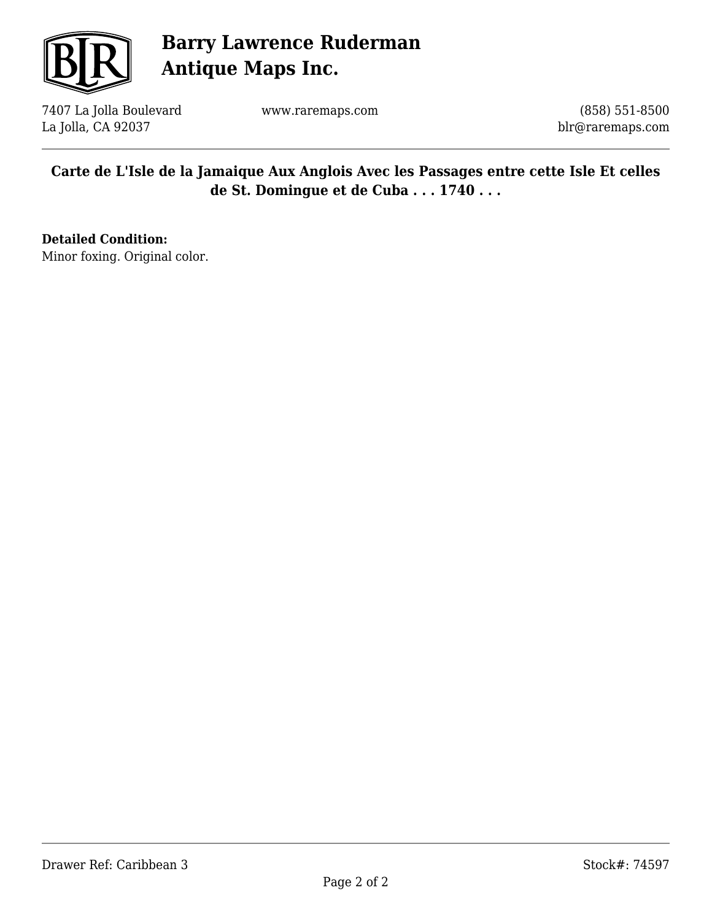**Carte de L'Isle de la Jamaique Aux Anglois Avec les Passages entre cette Isle Et celles de St. Domingue et de Cuba . . . 1740 . . .**

**Detailed Condition:**
Minor foxing. Original color.

Drawer Ref: Caribbean 3

Stock#: 74597